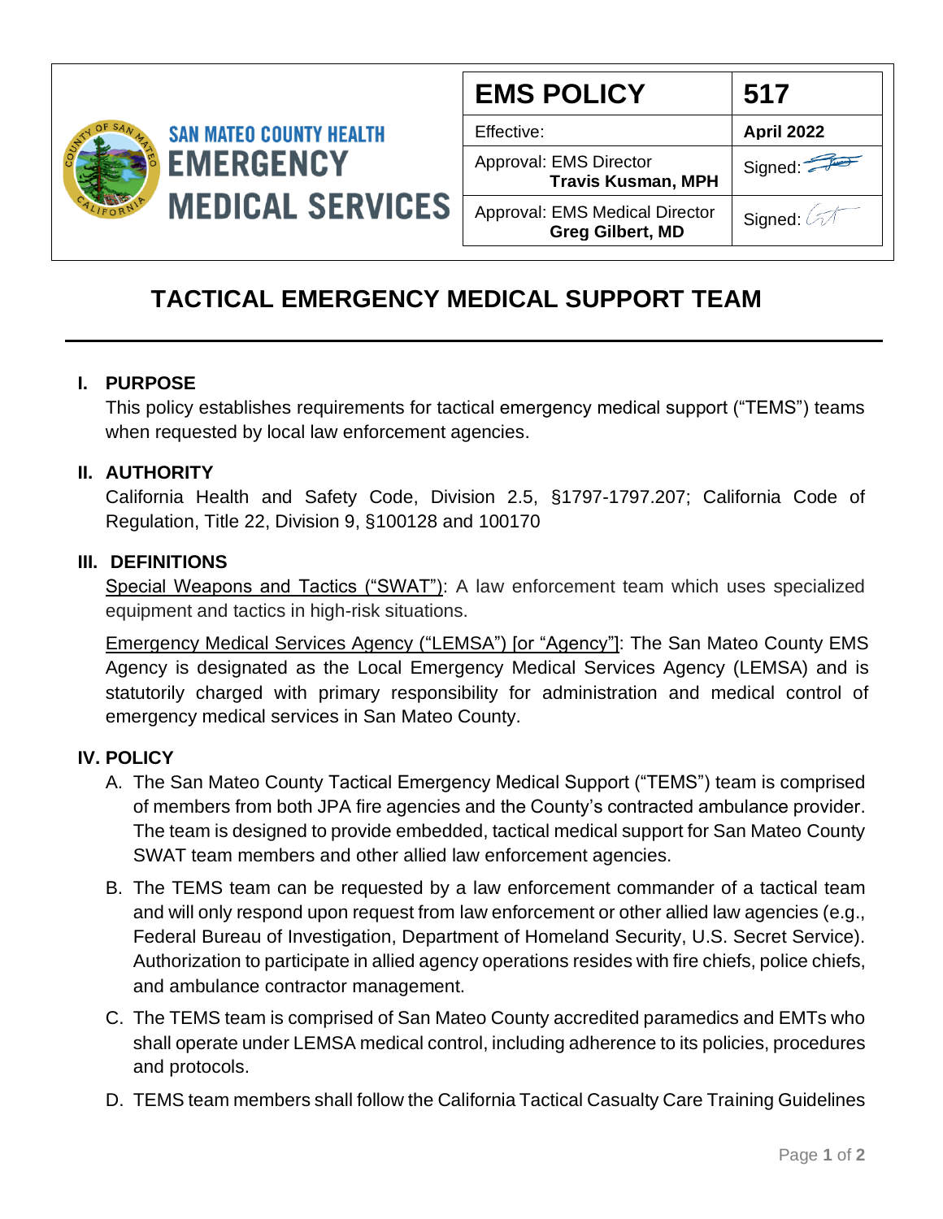**SAN MATEO COUNTY HEALTH**
**EMERGENCY MEDICAL SERVICES**

| EMS POLICY | 517 |
|---|---|
| Effective: | **April 2022** |
| Approval: EMS Director **Travis Kusman, MPH** | Signed: |
| Approval: EMS Medical Director **Greg Gilbert, MD** | Signed: |

# TACTICAL EMERGENCY MEDICAL SUPPORT TEAM

## I. PURPOSE

This policy establishes requirements for tactical emergency medical support ("TEMS") teams when requested by local law enforcement agencies.

## II. AUTHORITY

California Health and Safety Code, Division 2.5, §1797-1797.207; California Code of Regulation, Title 22, Division 9, §100128 and 100170

## III. DEFINITIONS

Special Weapons and Tactics ("SWAT"): A law enforcement team which uses specialized equipment and tactics in high-risk situations.

Emergency Medical Services Agency ("LEMSA") [or "Agency"]: The San Mateo County EMS Agency is designated as the Local Emergency Medical Services Agency (LEMSA) and is statutorily charged with primary responsibility for administration and medical control of emergency medical services in San Mateo County.

## IV. POLICY

A. The San Mateo County Tactical Emergency Medical Support ("TEMS") team is comprised of members from both JPA fire agencies and the County's contracted ambulance provider. The team is designed to provide embedded, tactical medical support for San Mateo County SWAT team members and other allied law enforcement agencies.

B. The TEMS team can be requested by a law enforcement commander of a tactical team and will only respond upon request from law enforcement or other allied law agencies (e.g., Federal Bureau of Investigation, Department of Homeland Security, U.S. Secret Service). Authorization to participate in allied agency operations resides with fire chiefs, police chiefs, and ambulance contractor management.

C. The TEMS team is comprised of San Mateo County accredited paramedics and EMTs who shall operate under LEMSA medical control, including adherence to its policies, procedures and protocols.

D. TEMS team members shall follow the California Tactical Casualty Care Training Guidelines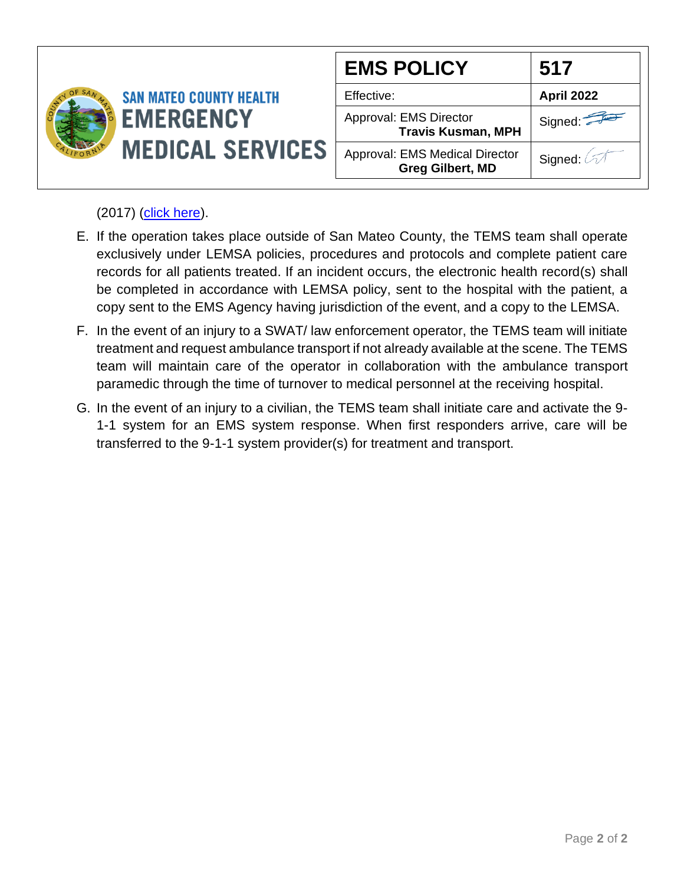(2017) (click here).

E. If the operation takes place outside of San Mateo County, the TEMS team shall operate exclusively under LEMSA policies, procedures and protocols and complete patient care records for all patients treated. If an incident occurs, the electronic health record(s) shall be completed in accordance with LEMSA policy, sent to the hospital with the patient, a copy sent to the EMS Agency having jurisdiction of the event, and a copy to the LEMSA.

F. In the event of an injury to a SWAT/ law enforcement operator, the TEMS team will initiate treatment and request ambulance transport if not already available at the scene. The TEMS team will maintain care of the operator in collaboration with the ambulance transport paramedic through the time of turnover to medical personnel at the receiving hospital.

G. In the event of an injury to a civilian, the TEMS team shall initiate care and activate the 9-1-1 system for an EMS system response. When first responders arrive, care will be transferred to the 9-1-1 system provider(s) for treatment and transport.